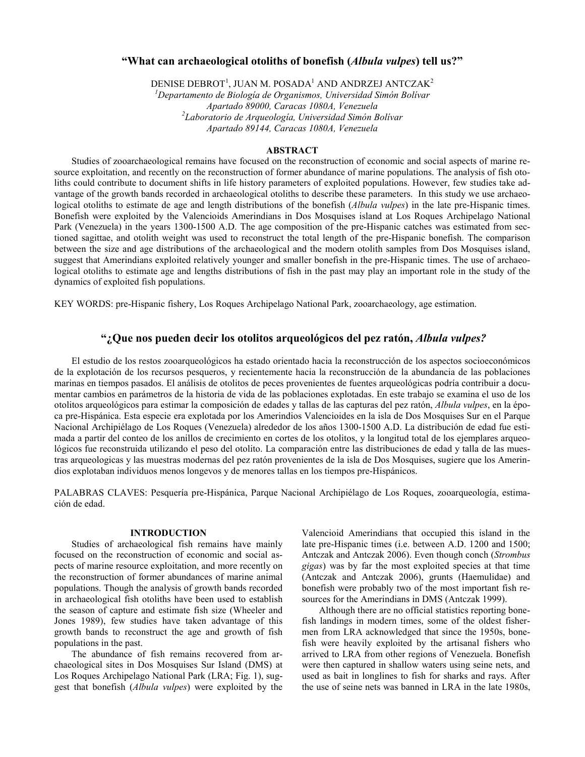# "What can archaeological otoliths of bonefish (*Albula vulpes*) tell us?"

DENISE DEBROT[1], JUAN M. POSADA[1] AND ANDRZEJ ANTCZAK[2]

[1]*Departamento de Biología de Organismos, Universidad Simón Bolívar*
*Apartado 89000, Caracas 1080A, Venezuela*
[2]*Laboratorio de Arqueología, Universidad Simón Bolívar*
*Apartado 89144, Caracas 1080A, Venezuela*

### ABSTRACT

Studies of zooarchaeological remains have focused on the reconstruction of economic and social aspects of marine resource exploitation, and recently on the reconstruction of former abundance of marine populations. The analysis of fish otoliths could contribute to document shifts in life history parameters of exploited populations. However, few studies take advantage of the growth bands recorded in archaeological otoliths to describe these parameters. In this study we use archaeological otoliths to estimate de age and length distributions of the bonefish (*Albula vulpes*) in the late pre-Hispanic times. Bonefish were exploited by the Valencioids Amerindians in Dos Mosquises island at Los Roques Archipelago National Park (Venezuela) in the years 1300-1500 A.D. The age composition of the pre-Hispanic catches was estimated from sectioned sagittae, and otolith weight was used to reconstruct the total length of the pre-Hispanic bonefish. The comparison between the size and age distributions of the archaeological and the modern otolith samples from Dos Mosquises island, suggest that Amerindians exploited relatively younger and smaller bonefish in the pre-Hispanic times. The use of archaeological otoliths to estimate age and lengths distributions of fish in the past may play an important role in the study of the dynamics of exploited fish populations.

KEY WORDS: pre-Hispanic fishery, Los Roques Archipelago National Park, zooarchaeology, age estimation.

# "¿Que nos pueden decir los otolitos arqueológicos del pez ratón, *Albula vulpes?*

El estudio de los restos zooarqueológicos ha estado orientado hacia la reconstrucción de los aspectos socioeconómicos de la explotación de los recursos pesqueros, y recientemente hacia la reconstrucción de la abundancia de las poblaciones marinas en tiempos pasados. El análisis de otolitos de peces provenientes de fuentes arqueológicas podría contribuir a documentar cambios en parámetros de la historia de vida de las poblaciones explotadas. En este trabajo se examina el uso de los otolitos arqueológicos para estimar la composición de edades y tallas de las capturas del pez ratón, *Albula vulpes*, en la época pre-Hispánica. Esta especie era explotada por los Amerindios Valencioides en la isla de Dos Mosquises Sur en el Parque Nacional Archipiélago de Los Roques (Venezuela) alrededor de los años 1300-1500 A.D. La distribución de edad fue estimada a partir del conteo de los anillos de crecimiento en cortes de los otolitos, y la longitud total de los ejemplares arqueológicos fue reconstruida utilizando el peso del otolito. La comparación entre las distribuciones de edad y talla de las muestras arqueologicas y las muestras modernas del pez ratón provenientes de la isla de Dos Mosquises, sugiere que los Amerindios explotaban individuos menos longevos y de menores tallas en los tiempos pre-Hispánicos.

PALABRAS CLAVES: Pesquería pre-Hispánica, Parque Nacional Archipiélago de Los Roques, zooarqueología, estimación de edad.

## INTRODUCTION

Studies of archaeological fish remains have mainly focused on the reconstruction of economic and social aspects of marine resource exploitation, and more recently on the reconstruction of former abundances of marine animal populations. Though the analysis of growth bands recorded in archaeological fish otoliths have been used to establish the season of capture and estimate fish size (Wheeler and Jones 1989), few studies have taken advantage of this growth bands to reconstruct the age and growth of fish populations in the past.

The abundance of fish remains recovered from archaeological sites in Dos Mosquises Sur Island (DMS) at Los Roques Archipelago National Park (LRA; Fig. 1), suggest that bonefish (*Albula vulpes*) were exploited by the Valencioid Amerindians that occupied this island in the late pre-Hispanic times (i.e. between A.D. 1200 and 1500; Antczak and Antczak 2006). Even though conch (*Strombus gigas*) was by far the most exploited species at that time (Antczak and Antczak 2006), grunts (Haemulidae) and bonefish were probably two of the most important fish resources for the Amerindians in DMS (Antczak 1999).

Although there are no official statistics reporting bonefish landings in modern times, some of the oldest fishermen from LRA acknowledged that since the 1950s, bonefish were heavily exploited by the artisanal fishers who arrived to LRA from other regions of Venezuela. Bonefish were then captured in shallow waters using seine nets, and used as bait in longlines to fish for sharks and rays. After the use of seine nets was banned in LRA in the late 1980s,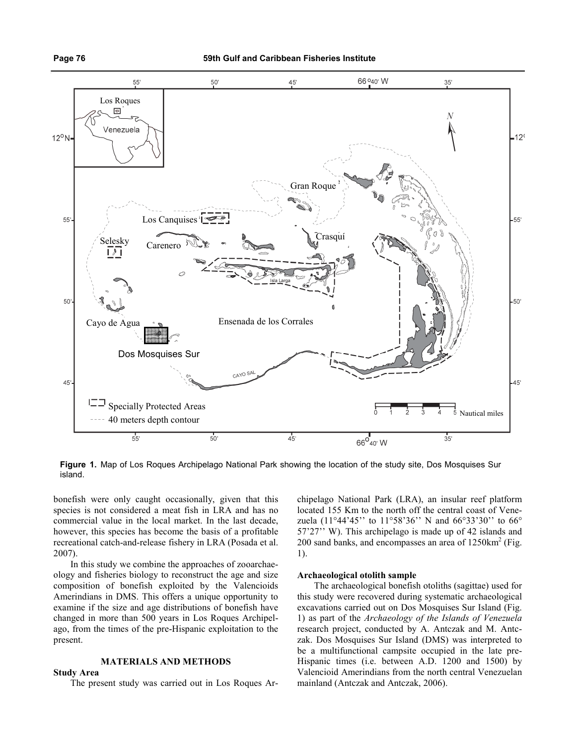**Figure 1.** Map of Los Roques Archipelago National Park showing the location of the study site, Dos Mosquises Sur island.

bonefish were only caught occasionally, given that this species is not considered a meat fish in LRA and has no commercial value in the local market. In the last decade, however, this species has become the basis of a profitable recreational catch-and-release fishery in LRA (Posada et al. 2007).

In this study we combine the approaches of zooarchaeology and fisheries biology to reconstruct the age and size composition of bonefish exploited by the Valencioids Amerindians in DMS. This offers a unique opportunity to examine if the size and age distributions of bonefish have changed in more than 500 years in Los Roques Archipelago, from the times of the pre-Hispanic exploitation to the present.

## MATERIALS AND METHODS

### Study Area

The present study was carried out in Los Roques Archipelago National Park (LRA), an insular reef platform located 155 Km to the north off the central coast of Venezuela (11°44'45'' to 11°58'36'' N and 66°33'30'' to 66° 57'27'' W). This archipelago is made up of 42 islands and 200 sand banks, and encompasses an area of 1250km$^2$ (Fig. 1).

### Archaeological otolith sample

The archaeological bonefish otoliths (sagittae) used for this study were recovered during systematic archaeological excavations carried out on Dos Mosquises Sur Island (Fig. 1) as part of the *Archaeology of the Islands of Venezuela* research project, conducted by A. Antczak and M. Antczak. Dos Mosquises Sur Island (DMS) was interpreted to be a multifunctional campsite occupied in the late pre-Hispanic times (i.e. between A.D. 1200 and 1500) by Valencioid Amerindians from the north central Venezuelan mainland (Antczak and Antczak, 2006).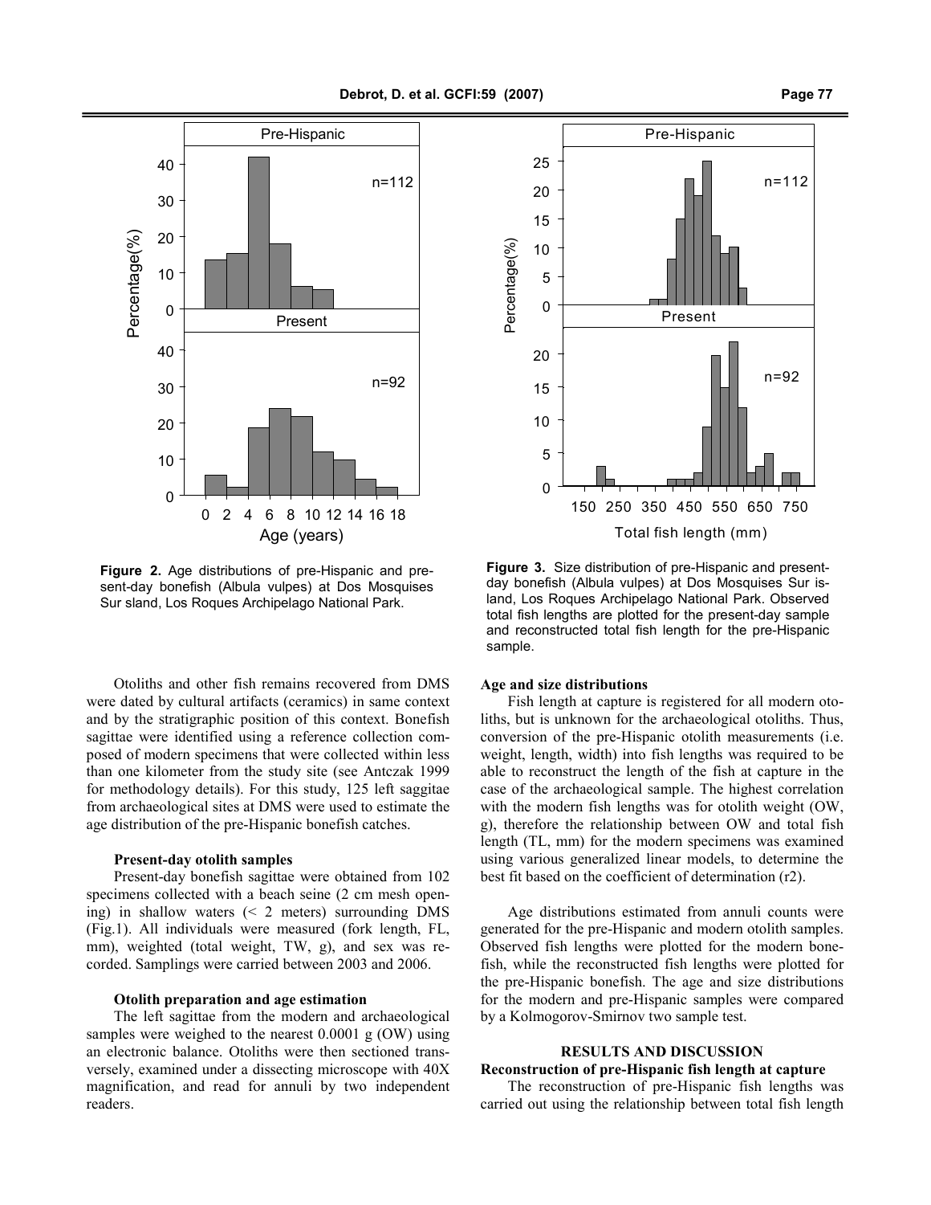**Figure 2.** Age distributions of pre-Hispanic and present-day bonefish (Albula vulpes) at Dos Mosquises Sur sland, Los Roques Archipelago National Park.

**Figure 3.** Size distribution of pre-Hispanic and present-day bonefish (Albula vulpes) at Dos Mosquises Sur island, Los Roques Archipelago National Park. Observed total fish lengths are plotted for the present-day sample and reconstructed total fish length for the pre-Hispanic sample.

Otoliths and other fish remains recovered from DMS were dated by cultural artifacts (ceramics) in same context and by the stratigraphic position of this context. Bonefish sagittae were identified using a reference collection composed of modern specimens that were collected within less than one kilometer from the study site (see Antczak 1999 for methodology details). For this study, 125 left saggitae from archaeological sites at DMS were used to estimate the age distribution of the pre-Hispanic bonefish catches.

### Present-day otolith samples

Present-day bonefish sagittae were obtained from 102 specimens collected with a beach seine (2 cm mesh opening) in shallow waters (< 2 meters) surrounding DMS (Fig.1). All individuals were measured (fork length, FL, mm), weighted (total weight, TW, g), and sex was recorded. Samplings were carried between 2003 and 2006.

### Otolith preparation and age estimation

The left sagittae from the modern and archaeological samples were weighed to the nearest 0.0001 g (OW) using an electronic balance. Otoliths were then sectioned transversely, examined under a dissecting microscope with 40X magnification, and read for annuli by two independent readers.

### Age and size distributions

Fish length at capture is registered for all modern otoliths, but is unknown for the archaeological otoliths. Thus, conversion of the pre-Hispanic otolith measurements (i.e. weight, length, width) into fish lengths was required to be able to reconstruct the length of the fish at capture in the case of the archaeological sample. The highest correlation with the modern fish lengths was for otolith weight (OW, g), therefore the relationship between OW and total fish length (TL, mm) for the modern specimens was examined using various generalized linear models, to determine the best fit based on the coefficient of determination ($r2$).

Age distributions estimated from annuli counts were generated for the pre-Hispanic and modern otolith samples. Observed fish lengths were plotted for the modern bonefish, while the reconstructed fish lengths were plotted for the pre-Hispanic bonefish. The age and size distributions for the modern and pre-Hispanic samples were compared by a Kolmogorov-Smirnov two sample test.

## RESULTS AND DISCUSSION

### Reconstruction of pre-Hispanic fish length at capture

The reconstruction of pre-Hispanic fish lengths was carried out using the relationship between total fish length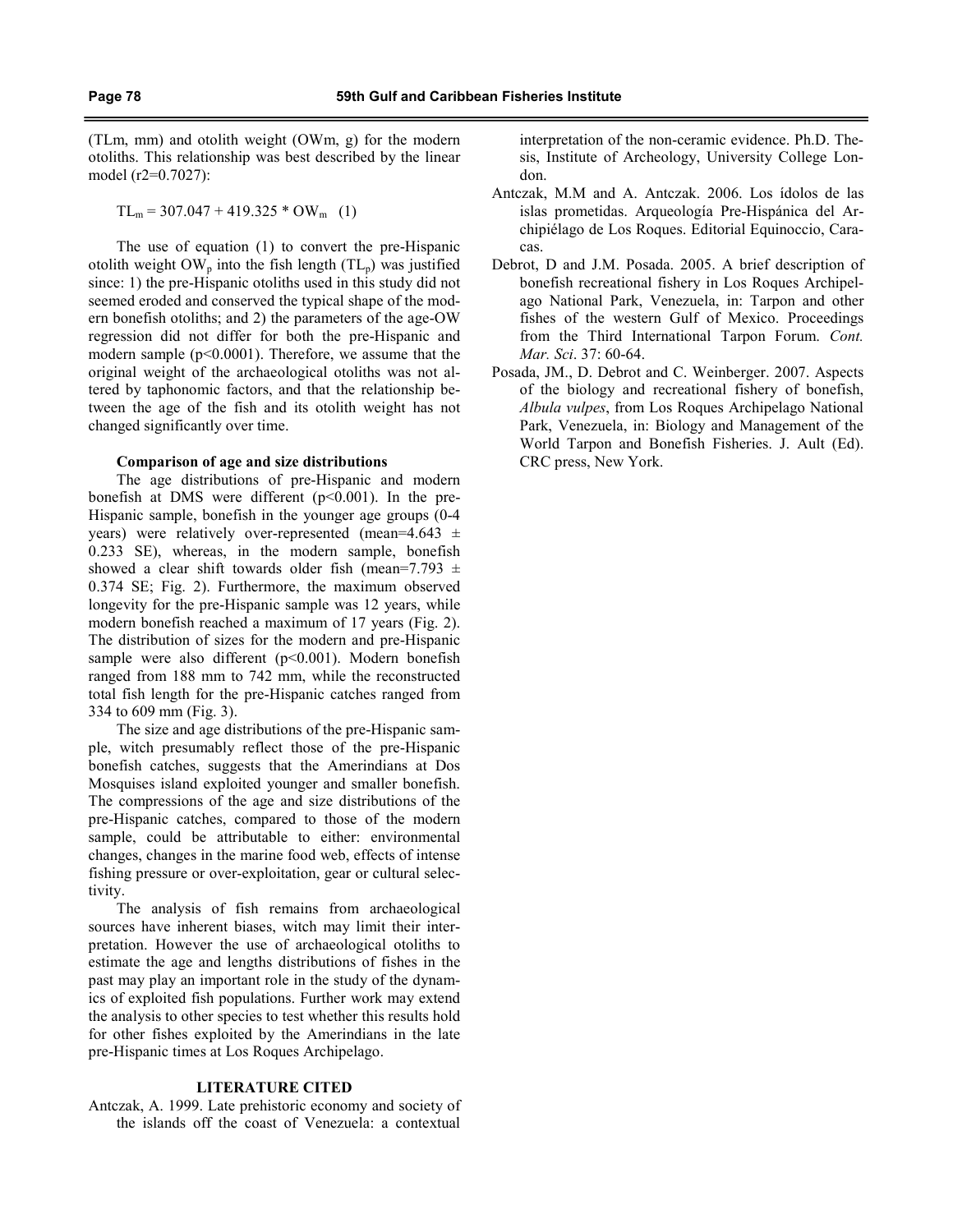(TLm, mm) and otolith weight (OWm, g) for the modern otoliths. This relationship was best described by the linear model ($r2=0.7027$):

$$TL_m = 307.047 + 419.325 * OW_m \quad (1)$$

The use of equation (1) to convert the pre-Hispanic otolith weight $OW_p$ into the fish length ($TL_p$) was justified since: 1) the pre-Hispanic otoliths used in this study did not seemed eroded and conserved the typical shape of the modern bonefish otoliths; and 2) the parameters of the age-OW regression did not differ for both the pre-Hispanic and modern sample ($p<0.0001$). Therefore, we assume that the original weight of the archaeological otoliths was not altered by taphonomic factors, and that the relationship between the age of the fish and its otolith weight has not changed significantly over time.

#### Comparison of age and size distributions

The age distributions of pre-Hispanic and modern bonefish at DMS were different ($p<0.001$). In the pre-Hispanic sample, bonefish in the younger age groups (0-4 years) were relatively over-represented (mean=4.643 ± 0.233 SE), whereas, in the modern sample, bonefish showed a clear shift towards older fish (mean=7.793 ± 0.374 SE; Fig. 2). Furthermore, the maximum observed longevity for the pre-Hispanic sample was 12 years, while modern bonefish reached a maximum of 17 years (Fig. 2). The distribution of sizes for the modern and pre-Hispanic sample were also different ($p<0.001$). Modern bonefish ranged from 188 mm to 742 mm, while the reconstructed total fish length for the pre-Hispanic catches ranged from 334 to 609 mm (Fig. 3).

The size and age distributions of the pre-Hispanic sample, witch presumably reflect those of the pre-Hispanic bonefish catches, suggests that the Amerindians at Dos Mosquises island exploited younger and smaller bonefish. The compressions of the age and size distributions of the pre-Hispanic catches, compared to those of the modern sample, could be attributable to either: environmental changes, changes in the marine food web, effects of intense fishing pressure or over-exploitation, gear or cultural selectivity.

The analysis of fish remains from archaeological sources have inherent biases, witch may limit their interpretation. However the use of archaeological otoliths to estimate the age and lengths distributions of fishes in the past may play an important role in the study of the dynamics of exploited fish populations. Further work may extend the analysis to other species to test whether this results hold for other fishes exploited by the Amerindians in the late pre-Hispanic times at Los Roques Archipelago.

## LITERATURE CITED

Antczak, A. 1999. Late prehistoric economy and society of the islands off the coast of Venezuela: a contextual interpretation of the non-ceramic evidence. Ph.D. Thesis, Institute of Archeology, University College London.

Antczak, M.M and A. Antczak. 2006. Los ídolos de las islas prometidas. Arqueología Pre-Hispánica del Archipiélago de Los Roques. Editorial Equinoccio, Caracas.

Debrot, D and J.M. Posada. 2005. A brief description of bonefish recreational fishery in Los Roques Archipelago National Park, Venezuela, in: Tarpon and other fishes of the western Gulf of Mexico. Proceedings from the Third International Tarpon Forum. *Cont. Mar. Sci*. 37: 60-64.

Posada, JM., D. Debrot and C. Weinberger. 2007. Aspects of the biology and recreational fishery of bonefish, *Albula vulpes*, from Los Roques Archipelago National Park, Venezuela, in: Biology and Management of the World Tarpon and Bonefish Fisheries. J. Ault (Ed). CRC press, New York.